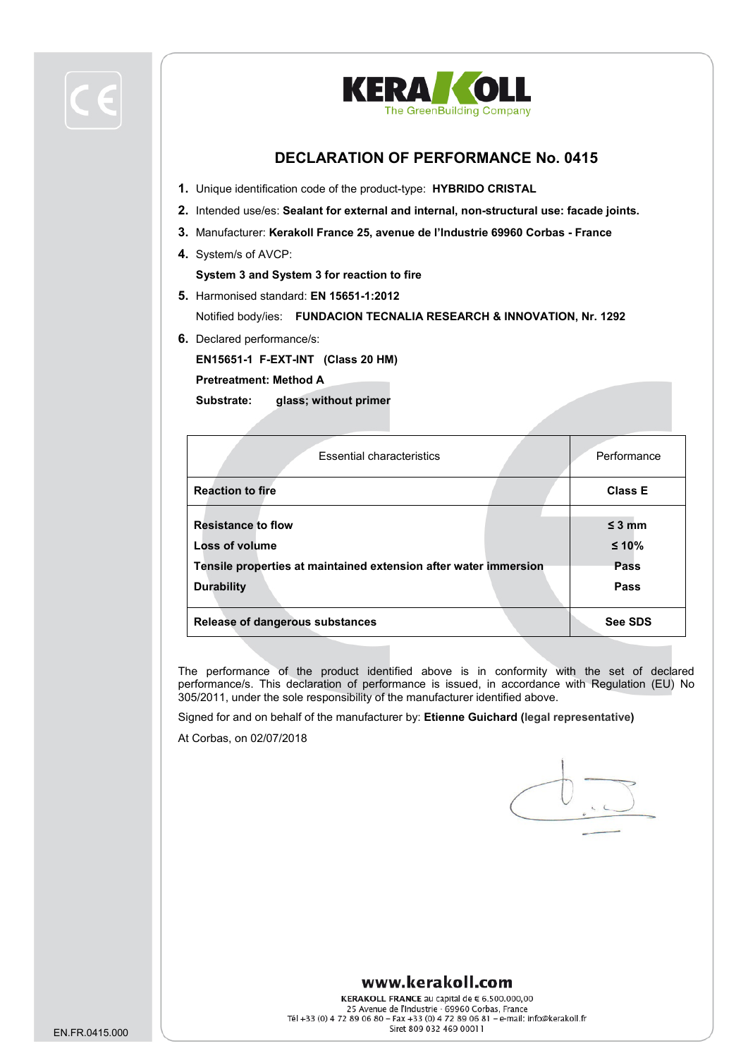KERAKOLL
The GreenBuilding Company

# DECLARATION OF PERFORMANCE No. 0415

1. Unique identification code of the product-type: **HYBRIDO CRISTAL**
2. Intended use/es: **Sealant for external and internal, non-structural use: facade joints.**
3. Manufacturer: **Kerakoll France 25, avenue de l'Industrie 69960 Corbas - France**
4. System/s of AVCP:

   **System 3 and System 3 for reaction to fire**
5. Harmonised standard: **EN 15651-1:2012**

   Notified body/ies: **FUNDACION TECNALIA RESEARCH & INNOVATION, Nr. 1292**
6. Declared performance/s:

   **EN15651-1 F-EXT-INT (Class 20 HM)**

   **Pretreatment: Method A**

   **Substrate: glass; without primer**

| Essential characteristics | Performance |
|---|---|
| **Reaction to fire** | **Class E** |
| **Resistance to flow** | **≤ 3 mm** |
| **Loss of volume** | **≤ 10%** |
| **Tensile properties at maintained extension after water immersion** | **Pass** |
| **Durability** | **Pass** |
| **Release of dangerous substances** | **See SDS** |

The performance of the product identified above is in conformity with the set of declared performance/s. This declaration of performance is issued, in accordance with Regulation (EU) No 305/2011, under the sole responsibility of the manufacturer identified above.

Signed for and on behalf of the manufacturer by: **Etienne Guichard (legal representative)**

At Corbas, on 02/07/2018

**www.kerakoll.com**

**KERAKOLL FRANCE** au capital de € 6.500.000,00
25 Avenue de l'Industrie · 69960 Corbas, France
Tél +33 (0) 4 72 89 06 80 – Fax +33 (0) 4 72 89 06 81 – e-mail: info@kerakoll.fr
Siret 809 032 469 00011

EN.FR.0415.000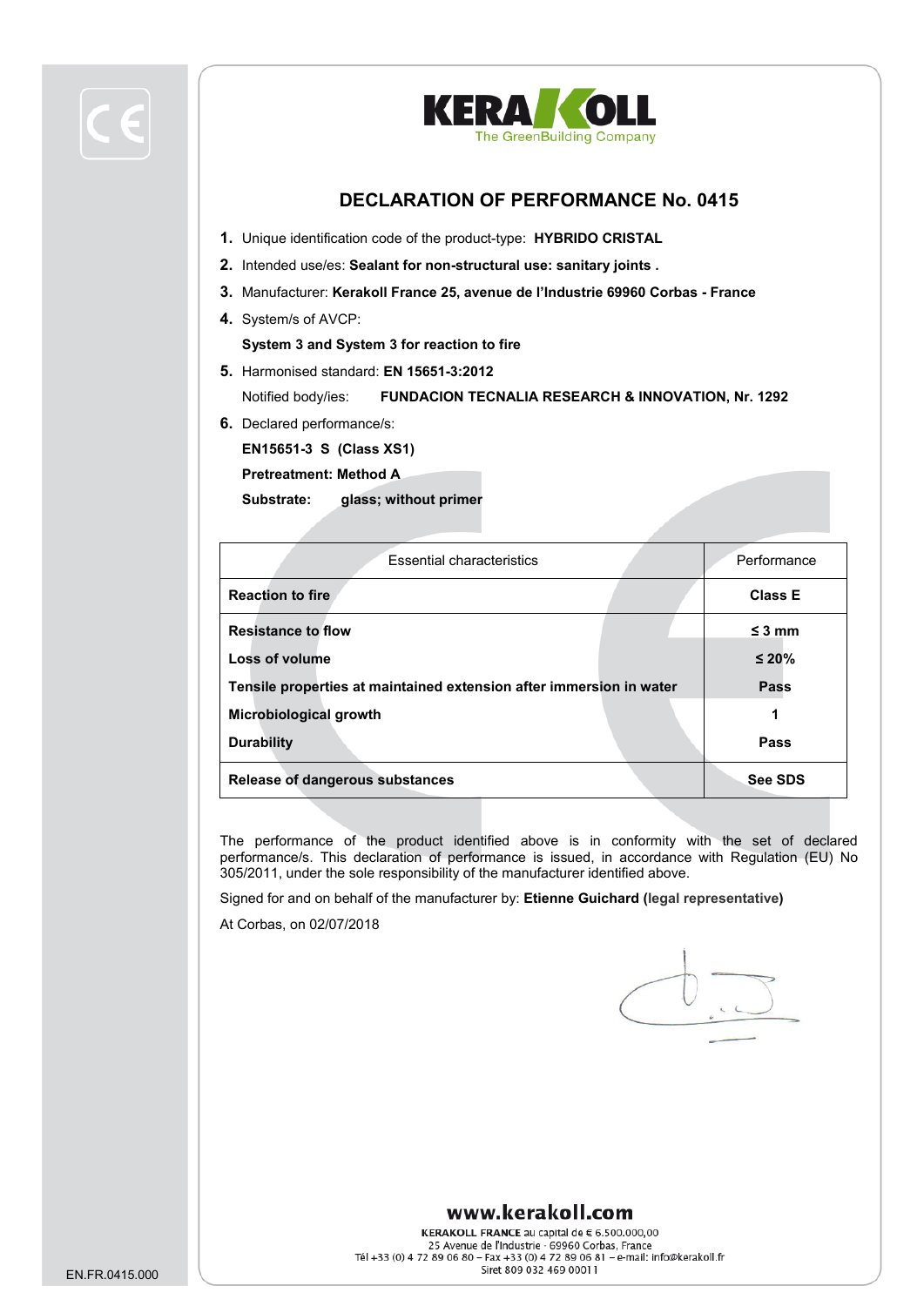# DECLARATION OF PERFORMANCE No. 0415

1. Unique identification code of the product-type: **HYBRIDO CRISTAL**
2. Intended use/es: **Sealant for non-structural use: sanitary joints .**
3. Manufacturer: **Kerakoll France 25, avenue de l'Industrie 69960 Corbas - France**
4. System/s of AVCP:

   **System 3 and System 3 for reaction to fire**
5. Harmonised standard: **EN 15651-3:2012**

   Notified body/ies: **FUNDACION TECNALIA RESEARCH & INNOVATION, Nr. 1292**
6. Declared performance/s:

   **EN15651-3 S (Class XS1)**

   **Pretreatment: Method A**

   **Substrate: glass; without primer**

| Essential characteristics | Performance |
|---|---|
| **Reaction to fire** | **Class E** |
| **Resistance to flow** | **≤ 3 mm** |
| **Loss of volume** | **≤ 20%** |
| **Tensile properties at maintained extension after immersion in water** | **Pass** |
| **Microbiological growth** | **1** |
| **Durability** | **Pass** |
| **Release of dangerous substances** | **See SDS** |

The performance of the product identified above is in conformity with the set of declared performance/s. This declaration of performance is issued, in accordance with Regulation (EU) No 305/2011, under the sole responsibility of the manufacturer identified above.

Signed for and on behalf of the manufacturer by: **Etienne Guichard (legal representative)**

At Corbas, on 02/07/2018

**www.kerakoll.com**

**KERAKOLL FRANCE** au capital de € 6.500.000,00
25 Avenue de l'Industrie · 69960 Corbas, France
Tél +33 (0) 4 72 89 06 80 – Fax +33 (0) 4 72 89 06 81 – e-mail: info@kerakoll.fr
Siret 809 032 469 00011

EN.FR.0415.000